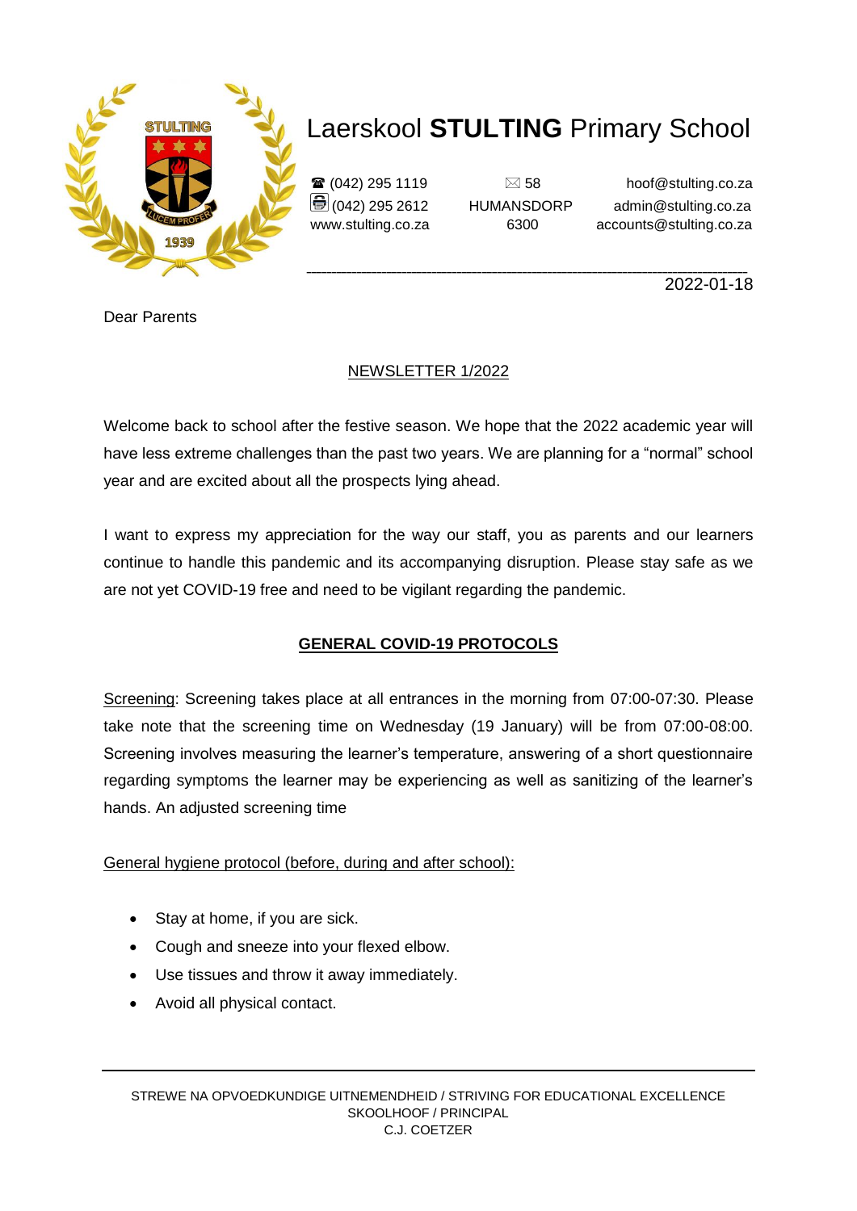# Laerskool **STULTING** Primary School

☎ (042) 295 1119
(042) 295 2612
www.stulting.co.za

✉ 58
HUMANSDORP
6300

hoof@stulting.co.za
admin@stulting.co.za
accounts@stulting.co.za

2022-01-18

Dear Parents

NEWSLETTER 1/2022

Welcome back to school after the festive season. We hope that the 2022 academic year will have less extreme challenges than the past two years. We are planning for a "normal" school year and are excited about all the prospects lying ahead.

I want to express my appreciation for the way our staff, you as parents and our learners continue to handle this pandemic and its accompanying disruption. Please stay safe as we are not yet COVID-19 free and need to be vigilant regarding the pandemic.

## GENERAL COVID-19 PROTOCOLS

Screening: Screening takes place at all entrances in the morning from 07:00-07:30. Please take note that the screening time on Wednesday (19 January) will be from 07:00-08:00. Screening involves measuring the learner's temperature, answering of a short questionnaire regarding symptoms the learner may be experiencing as well as sanitizing of the learner's hands. An adjusted screening time

General hygiene protocol (before, during and after school):

- Stay at home, if you are sick.
- Cough and sneeze into your flexed elbow.
- Use tissues and throw it away immediately.
- Avoid all physical contact.

STREWE NA OPVOEDKUNDIGE UITNEMENDHEID / STRIVING FOR EDUCATIONAL EXCELLENCE
SKOOLHOOF / PRINCIPAL
C.J. COETZER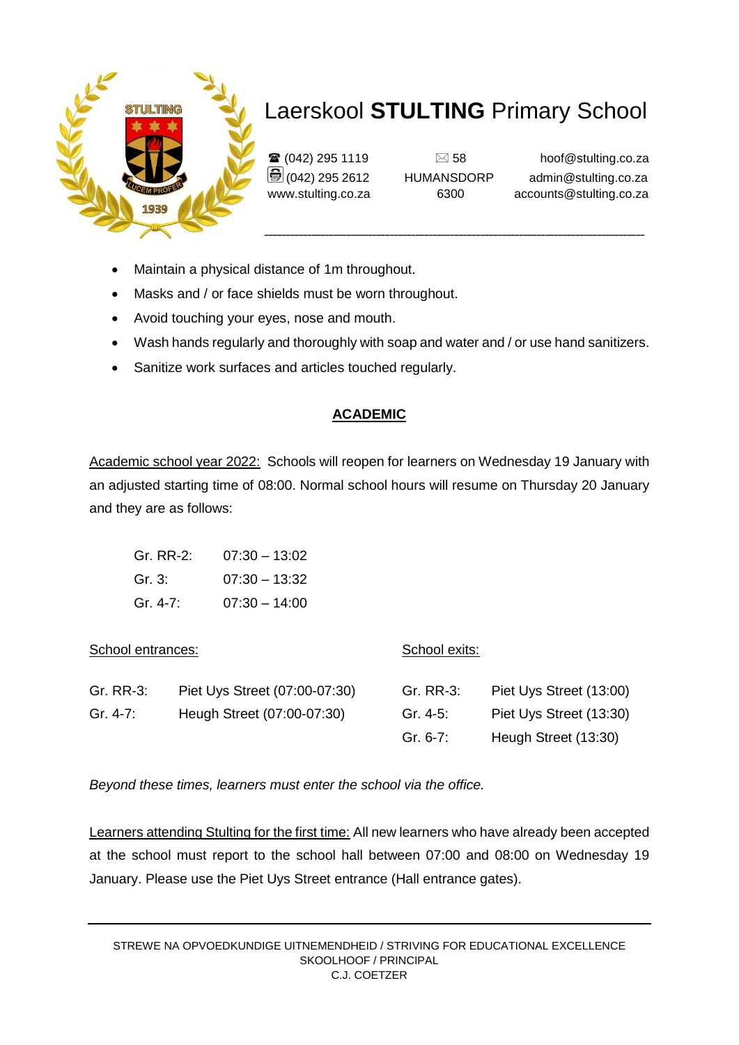# Laerskool **STULTING** Primary School

☎ (042) 295 1119
(042) 295 2612
www.stulting.co.za

✉ 58
HUMANSDORP
6300

hoof@stulting.co.za
admin@stulting.co.za
accounts@stulting.co.za

- Maintain a physical distance of 1m throughout.
- Masks and / or face shields must be worn throughout.
- Avoid touching your eyes, nose and mouth.
- Wash hands regularly and thoroughly with soap and water and / or use hand sanitizers.
- Sanitize work surfaces and articles touched regularly.

## ACADEMIC

Academic school year 2022: Schools will reopen for learners on Wednesday 19 January with an adjusted starting time of 08:00. Normal school hours will resume on Thursday 20 January and they are as follows:

| | |
|---|---|
| Gr. RR-2: | 07:30 – 13:02 |
| Gr. 3: | 07:30 – 13:32 |
| Gr. 4-7: | 07:30 – 14:00 |

School entrances:

| | |
|---|---|
| Gr. RR-3: | Piet Uys Street (07:00-07:30) |
| Gr. 4-7: | Heugh Street (07:00-07:30) |

School exits:

| | |
|---|---|
| Gr. RR-3: | Piet Uys Street (13:00) |
| Gr. 4-5: | Piet Uys Street (13:30) |
| Gr. 6-7: | Heugh Street (13:30) |

*Beyond these times, learners must enter the school via the office.*

Learners attending Stulting for the first time: All new learners who have already been accepted at the school must report to the school hall between 07:00 and 08:00 on Wednesday 19 January. Please use the Piet Uys Street entrance (Hall entrance gates).

STREWE NA OPVOEDKUNDIGE UITNEMENDHEID / STRIVING FOR EDUCATIONAL EXCELLENCE
SKOOLHOOF / PRINCIPAL
C.J. COETZER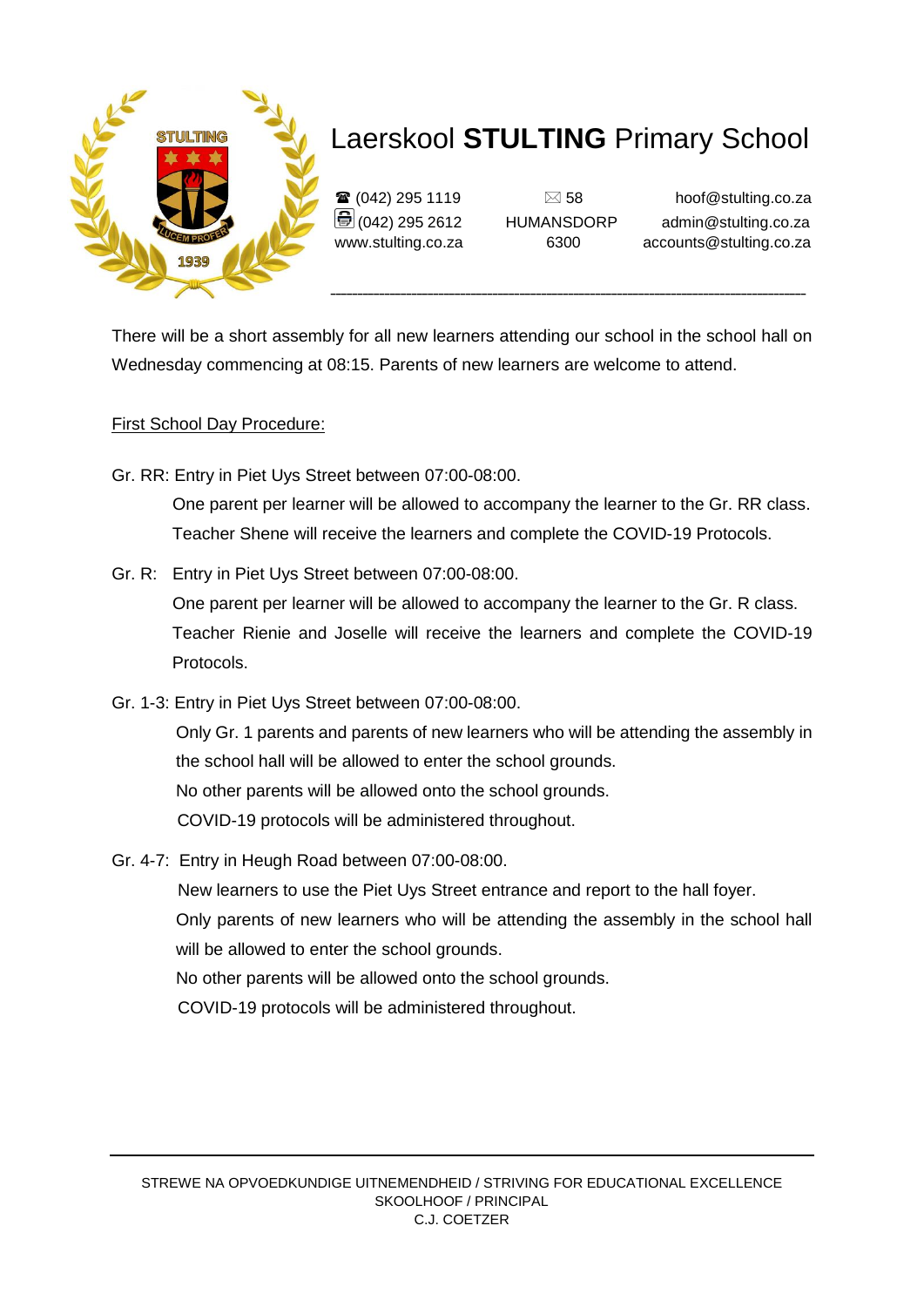# Laerskool **STULTING** Primary School

☎ (042) 295 1119
(042) 295 2612
www.stulting.co.za

✉ 58
HUMANSDORP
6300

hoof@stulting.co.za
admin@stulting.co.za
accounts@stulting.co.za

There will be a short assembly for all new learners attending our school in the school hall on Wednesday commencing at 08:15. Parents of new learners are welcome to attend.

<u>First School Day Procedure:</u>

Gr. RR: Entry in Piet Uys Street between 07:00-08:00.
One parent per learner will be allowed to accompany the learner to the Gr. RR class.
Teacher Shene will receive the learners and complete the COVID-19 Protocols.

Gr. R: Entry in Piet Uys Street between 07:00-08:00.
One parent per learner will be allowed to accompany the learner to the Gr. R class.
Teacher Rienie and Joselle will receive the learners and complete the COVID-19 Protocols.

Gr. 1-3: Entry in Piet Uys Street between 07:00-08:00.
Only Gr. 1 parents and parents of new learners who will be attending the assembly in the school hall will be allowed to enter the school grounds.
No other parents will be allowed onto the school grounds.
COVID-19 protocols will be administered throughout.

Gr. 4-7: Entry in Heugh Road between 07:00-08:00.
New learners to use the Piet Uys Street entrance and report to the hall foyer.
Only parents of new learners who will be attending the assembly in the school hall will be allowed to enter the school grounds.
No other parents will be allowed onto the school grounds.
COVID-19 protocols will be administered throughout.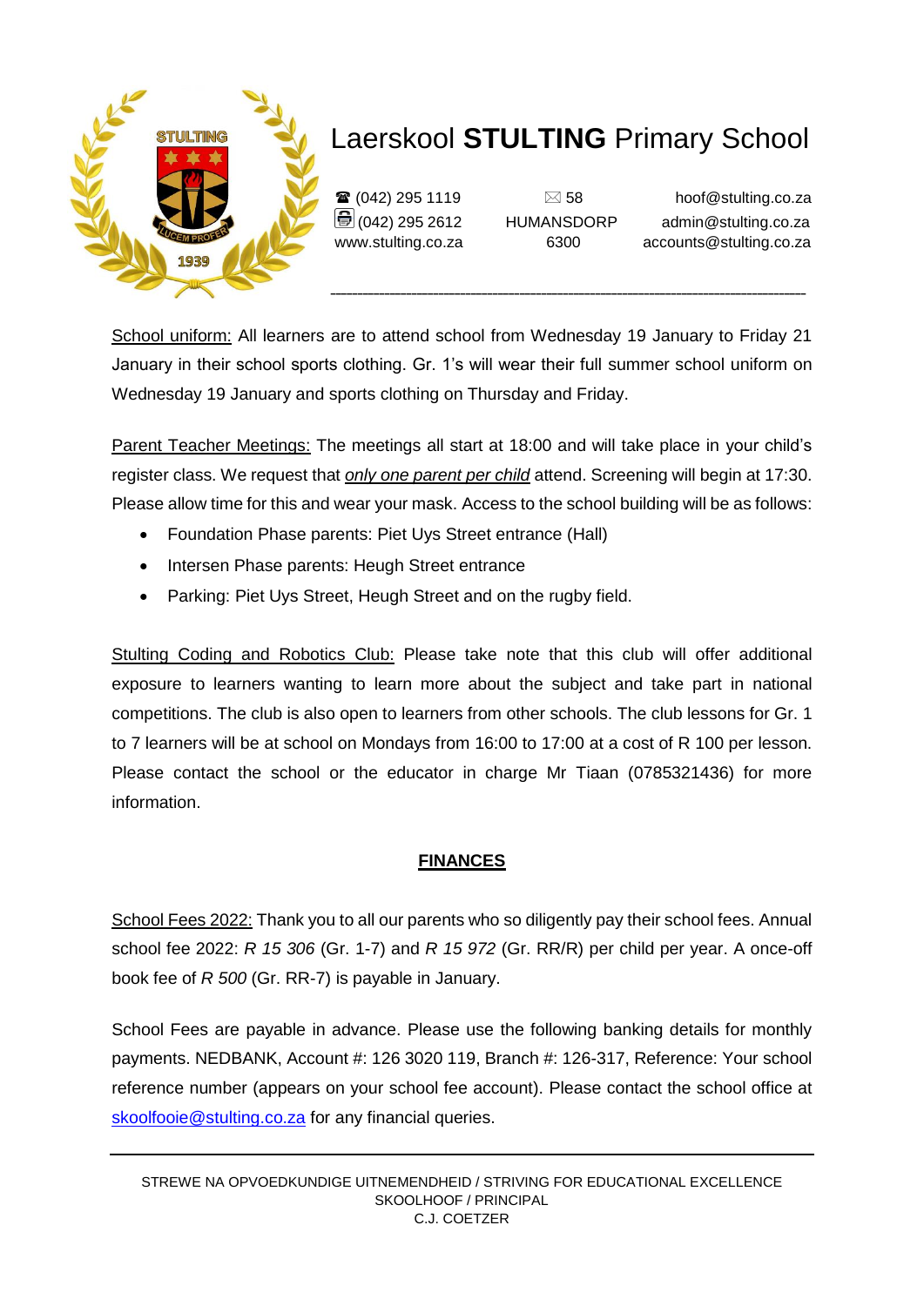# Laerskool **STULTING** Primary School

☎ (042) 295 1119
(042) 295 2612
www.stulting.co.za

✉ 58
HUMANSDORP
6300

hoof@stulting.co.za
admin@stulting.co.za
accounts@stulting.co.za

School uniform: All learners are to attend school from Wednesday 19 January to Friday 21 January in their school sports clothing. Gr. 1's will wear their full summer school uniform on Wednesday 19 January and sports clothing on Thursday and Friday.

Parent Teacher Meetings: The meetings all start at 18:00 and will take place in your child's register class. We request that *only one parent per child* attend. Screening will begin at 17:30. Please allow time for this and wear your mask. Access to the school building will be as follows:

- Foundation Phase parents: Piet Uys Street entrance (Hall)
- Intersen Phase parents: Heugh Street entrance
- Parking: Piet Uys Street, Heugh Street and on the rugby field.

Stulting Coding and Robotics Club: Please take note that this club will offer additional exposure to learners wanting to learn more about the subject and take part in national competitions. The club is also open to learners from other schools. The club lessons for Gr. 1 to 7 learners will be at school on Mondays from 16:00 to 17:00 at a cost of R 100 per lesson. Please contact the school or the educator in charge Mr Tiaan (0785321436) for more information.

## FINANCES

School Fees 2022: Thank you to all our parents who so diligently pay their school fees. Annual school fee 2022: *R 15 306* (Gr. 1-7) and *R 15 972* (Gr. RR/R) per child per year. A once-off book fee of *R 500* (Gr. RR-7) is payable in January.

School Fees are payable in advance. Please use the following banking details for monthly payments. NEDBANK, Account #: 126 3020 119, Branch #: 126-317, Reference: Your school reference number (appears on your school fee account). Please contact the school office at skoolfooie@stulting.co.za for any financial queries.

STREWE NA OPVOEDKUNDIGE UITNEMENDHEID / STRIVING FOR EDUCATIONAL EXCELLENCE
SKOOLHOOF / PRINCIPAL
C.J. COETZER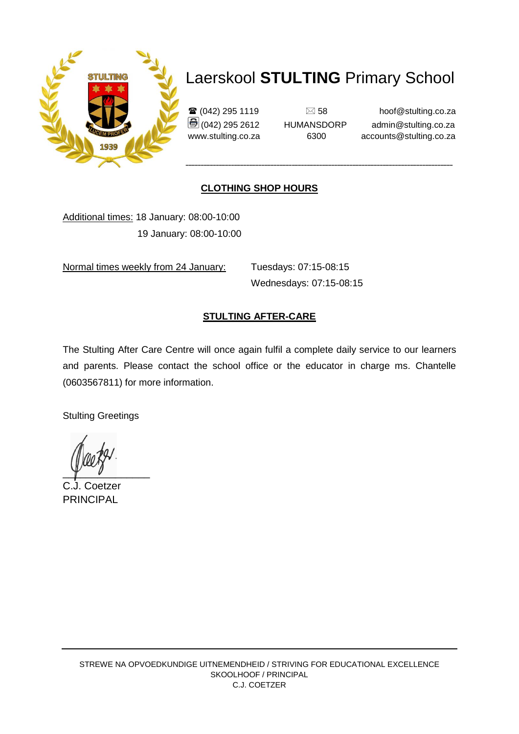# Laerskool **STULTING** Primary School

(042) 295 1119
(042) 295 2612
www.stulting.co.za

58
HUMANSDORP
6300

hoof@stulting.co.za
admin@stulting.co.za
accounts@stulting.co.za

## CLOTHING SHOP HOURS

Additional times: 18 January: 08:00-10:00
19 January: 08:00-10:00

Normal times weekly from 24 January: Tuesdays: 07:15-08:15
Wednesdays: 07:15-08:15

## STULTING AFTER-CARE

The Stulting After Care Centre will once again fulfil a complete daily service to our learners and parents. Please contact the school office or the educator in charge ms. Chantelle (0603567811) for more information.

Stulting Greetings

C.J. Coetzer
PRINCIPAL

STREWE NA OPVOEDKUNDIGE UITNEMENDHEID / STRIVING FOR EDUCATIONAL EXCELLENCE
SKOOLHOOF / PRINCIPAL
C.J. COETZER